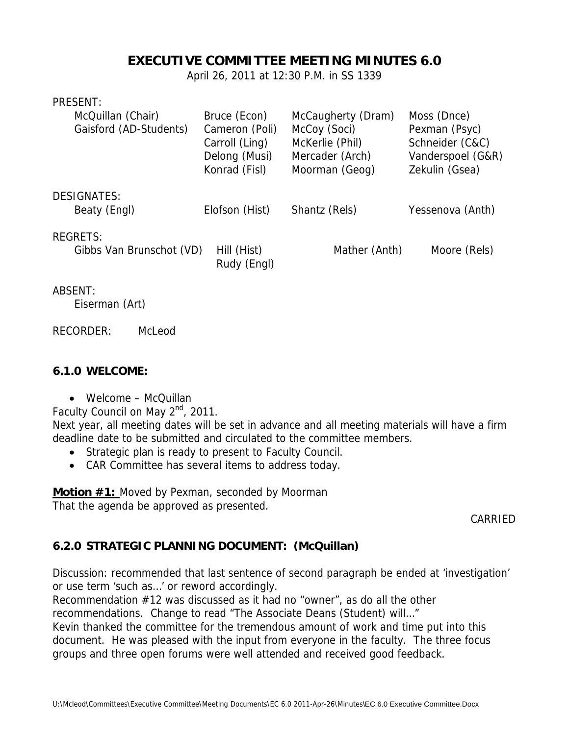# EXECUTIVE COMMITTEE MEETING MINUTES 6.0

April 26, 2011 at 12:30 P.M. in SS 1339

PRESENT:

| | | | |
|---|---|---|---|
| McQuillan (Chair) | Bruce (Econ) | McCaugherty (Dram) | Moss (Dnce) |
| Gaisford (AD-Students) | Cameron (Poli) | McCoy (Soci) | Pexman (Psyc) |
| | Carroll (Ling) | McKerlie (Phil) | Schneider (C&C) |
| | Delong (Musi) | Mercader (Arch) | Vanderspoel (G&R) |
| | Konrad (Fisl) | Moorman (Geog) | Zekulin (Gsea) |

DESIGNATES:

| | | | |
|---|---|---|---|
| Beaty (Engl) | Elofson (Hist) | Shantz (Rels) | Yessenova (Anth) |

REGRETS:

| | | | |
|---|---|---|---|
| Gibbs Van Brunschot (VD) | Hill (Hist) | Mather (Anth) | Moore (Rels) |
| | Rudy (Engl) | | |

ABSENT:
Eiserman (Art)

RECORDER: McLeod

### 6.1.0 WELCOME:

- Welcome – McQuillan

Faculty Council on May 2nd, 2011.
Next year, all meeting dates will be set in advance and all meeting materials will have a firm deadline date to be submitted and circulated to the committee members.

- Strategic plan is ready to present to Faculty Council.
- CAR Committee has several items to address today.

**Motion #1:** Moved by Pexman, seconded by Moorman
That the agenda be approved as presented.

CARRIED

### 6.2.0 STRATEGIC PLANNING DOCUMENT: (McQuillan)

Discussion: recommended that last sentence of second paragraph be ended at 'investigation' or use term 'such as…' or reword accordingly.
Recommendation #12 was discussed as it had no "owner", as do all the other recommendations. Change to read "The Associate Deans (Student) will…"
Kevin thanked the committee for the tremendous amount of work and time put into this document. He was pleased with the input from everyone in the faculty. The three focus groups and three open forums were well attended and received good feedback.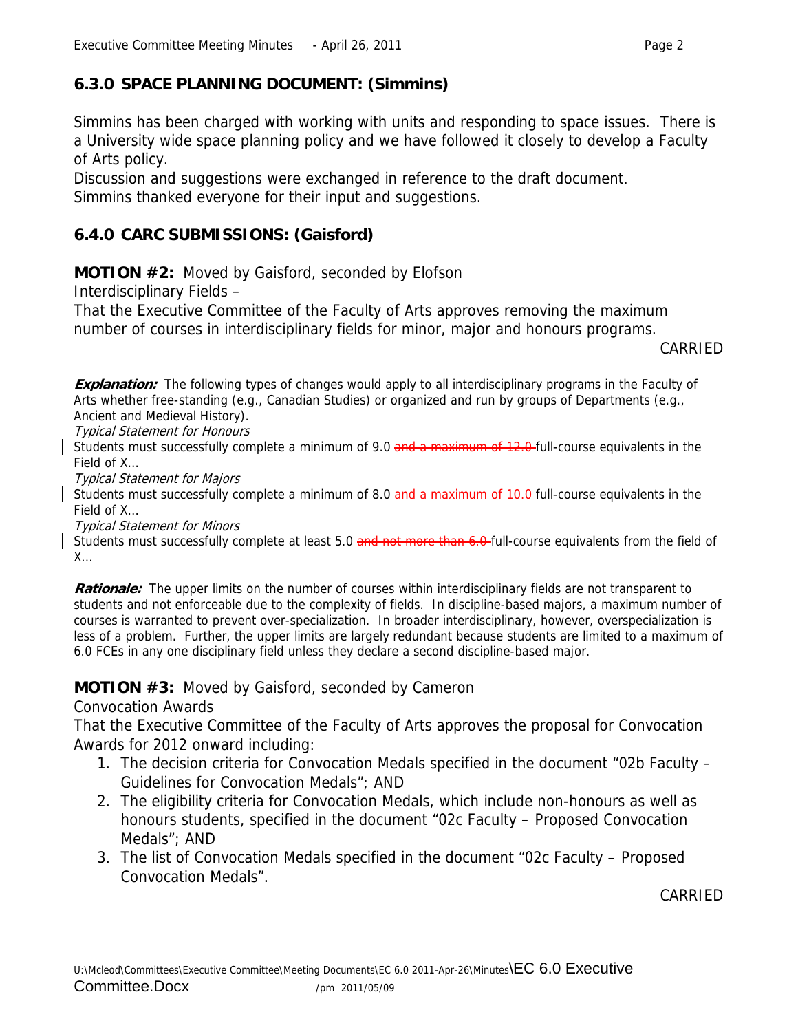### 6.3.0 SPACE PLANNING DOCUMENT: (Simmins)

Simmins has been charged with working with units and responding to space issues. There is a University wide space planning policy and we have followed it closely to develop a Faculty of Arts policy.

Discussion and suggestions were exchanged in reference to the draft document.
Simmins thanked everyone for their input and suggestions.

### 6.4.0 CARC SUBMISSIONS: (Gaisford)

**MOTION #2:** Moved by Gaisford, seconded by Elofson

Interdisciplinary Fields –

That the Executive Committee of the Faculty of Arts approves removing the maximum number of courses in interdisciplinary fields for minor, major and honours programs.

CARRIED

***Explanation:*** The following types of changes would apply to all interdisciplinary programs in the Faculty of Arts whether free-standing (e.g., Canadian Studies) or organized and run by groups of Departments (e.g., Ancient and Medieval History).

*Typical Statement for Honours*

Students must successfully complete a minimum of 9.0 ~~and a maximum of 12.0~~ full-course equivalents in the Field of X…

*Typical Statement for Majors*

Students must successfully complete a minimum of 8.0 ~~and a maximum of 10.0~~ full-course equivalents in the Field of X…

*Typical Statement for Minors*

Students must successfully complete at least 5.0 ~~and not more than 6.0~~ full-course equivalents from the field of X…

***Rationale:*** The upper limits on the number of courses within interdisciplinary fields are not transparent to students and not enforceable due to the complexity of fields. In discipline-based majors, a maximum number of courses is warranted to prevent over-specialization. In broader interdisciplinary, however, overspecialization is less of a problem. Further, the upper limits are largely redundant because students are limited to a maximum of 6.0 FCEs in any one disciplinary field unless they declare a second discipline-based major.

**MOTION #3:** Moved by Gaisford, seconded by Cameron

Convocation Awards

That the Executive Committee of the Faculty of Arts approves the proposal for Convocation Awards for 2012 onward including:

1. The decision criteria for Convocation Medals specified in the document "02b Faculty – Guidelines for Convocation Medals"; AND
2. The eligibility criteria for Convocation Medals, which include non-honours as well as honours students, specified in the document "02c Faculty – Proposed Convocation Medals"; AND
3. The list of Convocation Medals specified in the document "02c Faculty – Proposed Convocation Medals".

CARRIED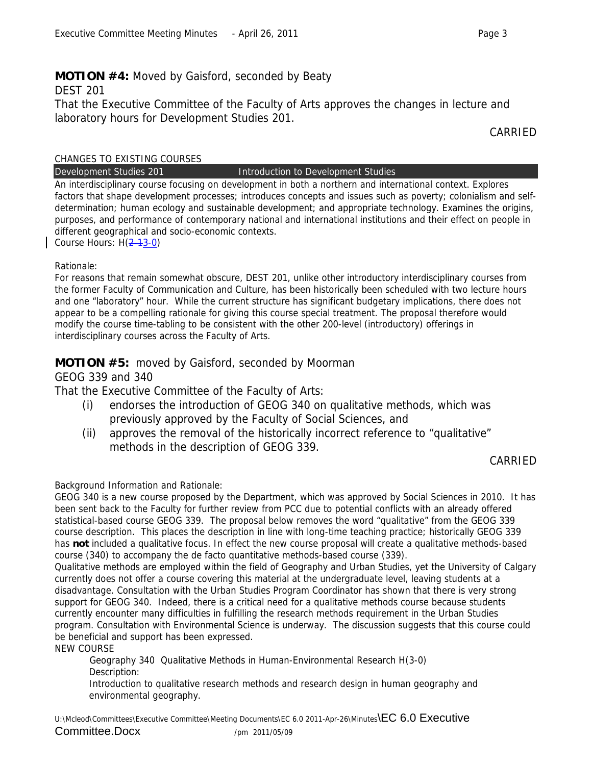**MOTION #4:** Moved by Gaisford, seconded by Beaty

DEST 201

That the Executive Committee of the Faculty of Arts approves the changes in lecture and laboratory hours for Development Studies 201.

CARRIED

CHANGES TO EXISTING COURSES

| Development Studies 201 | Introduction to Development Studies |
|---|---|

An interdisciplinary course focusing on development in both a northern and international context. Explores factors that shape development processes; introduces concepts and issues such as poverty; colonialism and self-determination; human ecology and sustainable development; and appropriate technology. Examines the origins, purposes, and performance of contemporary national and international institutions and their effect on people in different geographical and socio-economic contexts.

Course Hours: H(~~2-1~~3-0)

Rationale:

For reasons that remain somewhat obscure, DEST 201, unlike other introductory interdisciplinary courses from the former Faculty of Communication and Culture, has been historically been scheduled with two lecture hours and one "laboratory" hour. While the current structure has significant budgetary implications, there does not appear to be a compelling rationale for giving this course special treatment. The proposal therefore would modify the course time-tabling to be consistent with the other 200-level (introductory) offerings in interdisciplinary courses across the Faculty of Arts.

**MOTION #5:** moved by Gaisford, seconded by Moorman

GEOG 339 and 340

That the Executive Committee of the Faculty of Arts:

(i) endorses the introduction of GEOG 340 on qualitative methods, which was previously approved by the Faculty of Social Sciences, and

(ii) approves the removal of the historically incorrect reference to "qualitative" methods in the description of GEOG 339.

CARRIED

Background Information and Rationale:

GEOG 340 is a new course proposed by the Department, which was approved by Social Sciences in 2010. It has been sent back to the Faculty for further review from PCC due to potential conflicts with an already offered statistical-based course GEOG 339. The proposal below removes the word "qualitative" from the GEOG 339 course description. This places the description in line with long-time teaching practice; historically GEOG 339 has **not** included a qualitative focus. In effect the new course proposal will create a qualitative methods-based course (340) to accompany the de facto quantitative methods-based course (339).

Qualitative methods are employed within the field of Geography and Urban Studies, yet the University of Calgary currently does not offer a course covering this material at the undergraduate level, leaving students at a disadvantage. Consultation with the Urban Studies Program Coordinator has shown that there is very strong support for GEOG 340. Indeed, there is a critical need for a qualitative methods course because students currently encounter many difficulties in fulfilling the research methods requirement in the Urban Studies program. Consultation with Environmental Science is underway. The discussion suggests that this course could be beneficial and support has been expressed.

NEW COURSE

Geography 340 Qualitative Methods in Human-Environmental Research H(3-0)

Description:

Introduction to qualitative research methods and research design in human geography and environmental geography.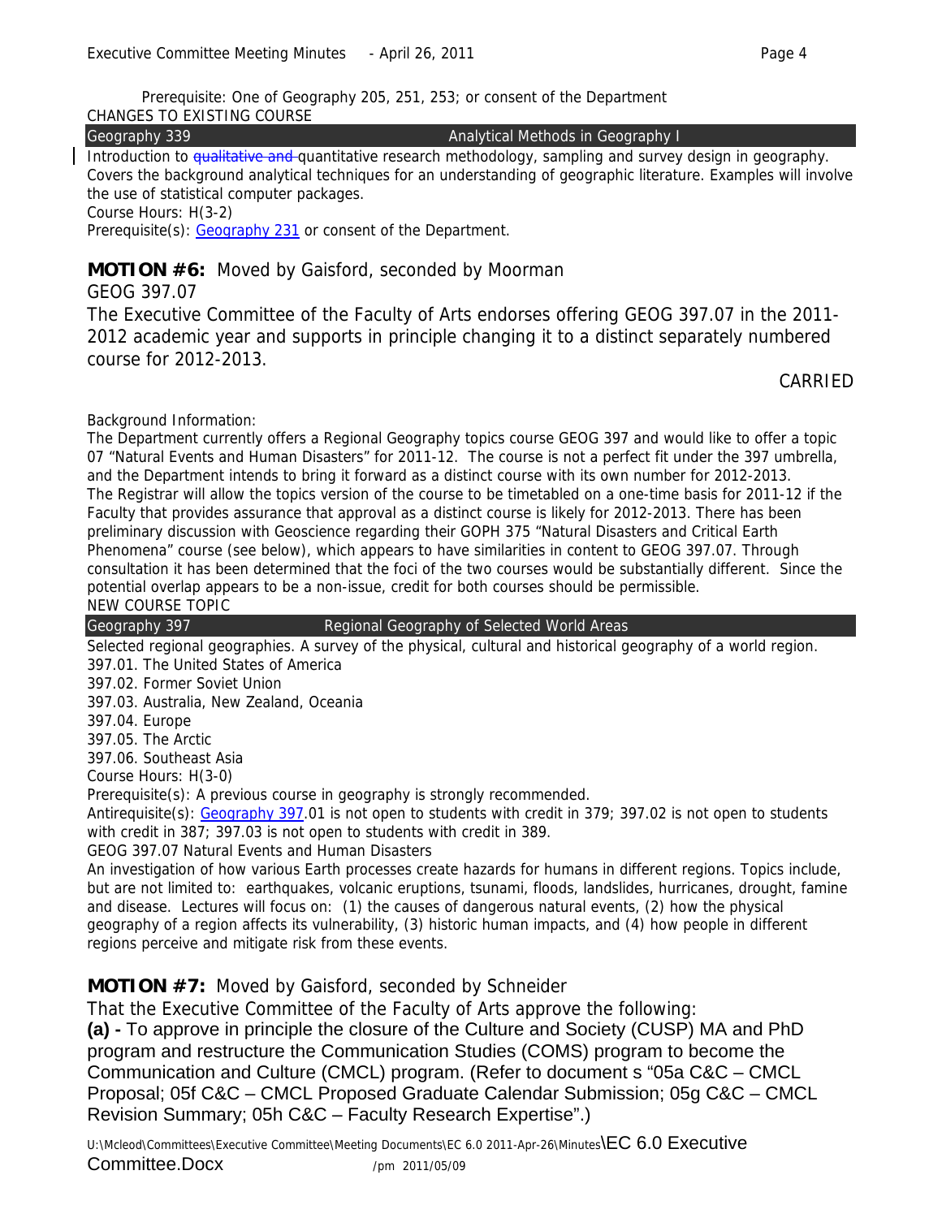Prerequisite: One of Geography 205, 251, 253; or consent of the Department

CHANGES TO EXISTING COURSE

| Geography 339 | Analytical Methods in Geography I |
| --- | --- |

Introduction to ~~qualitative and~~ quantitative research methodology, sampling and survey design in geography. Covers the background analytical techniques for an understanding of geographic literature. Examples will involve the use of statistical computer packages.

Course Hours: H(3-2)

Prerequisite(s): Geography 231 or consent of the Department.

**MOTION #6:** Moved by Gaisford, seconded by Moorman

GEOG 397.07

The Executive Committee of the Faculty of Arts endorses offering GEOG 397.07 in the 2011-2012 academic year and supports in principle changing it to a distinct separately numbered course for 2012-2013.

CARRIED

Background Information:

The Department currently offers a Regional Geography topics course GEOG 397 and would like to offer a topic 07 "Natural Events and Human Disasters" for 2011-12. The course is not a perfect fit under the 397 umbrella, and the Department intends to bring it forward as a distinct course with its own number for 2012-2013. The Registrar will allow the topics version of the course to be timetabled on a one-time basis for 2011-12 if the Faculty that provides assurance that approval as a distinct course is likely for 2012-2013. There has been preliminary discussion with Geoscience regarding their GOPH 375 "Natural Disasters and Critical Earth Phenomena" course (see below), which appears to have similarities in content to GEOG 397.07. Through consultation it has been determined that the foci of the two courses would be substantially different. Since the potential overlap appears to be a non-issue, credit for both courses should be permissible.

NEW COURSE TOPIC

| Geography 397 | Regional Geography of Selected World Areas |
| --- | --- |

Selected regional geographies. A survey of the physical, cultural and historical geography of a world region.

397.01. The United States of America

397.02. Former Soviet Union

397.03. Australia, New Zealand, Oceania

397.04. Europe

397.05. The Arctic

397.06. Southeast Asia

Course Hours: H(3-0)

Prerequisite(s): A previous course in geography is strongly recommended.

Antirequisite(s): Geography 397.01 is not open to students with credit in 379; 397.02 is not open to students with credit in 387; 397.03 is not open to students with credit in 389.

GEOG 397.07 Natural Events and Human Disasters

An investigation of how various Earth processes create hazards for humans in different regions. Topics include, but are not limited to: earthquakes, volcanic eruptions, tsunami, floods, landslides, hurricanes, drought, famine and disease. Lectures will focus on: (1) the causes of dangerous natural events, (2) how the physical geography of a region affects its vulnerability, (3) historic human impacts, and (4) how people in different regions perceive and mitigate risk from these events.

**MOTION #7:** Moved by Gaisford, seconded by Schneider

That the Executive Committee of the Faculty of Arts approve the following:

**(a) -** To approve in principle the closure of the Culture and Society (CUSP) MA and PhD program and restructure the Communication Studies (COMS) program to become the Communication and Culture (CMCL) program. (Refer to document s "05a C&C – CMCL Proposal; 05f C&C – CMCL Proposed Graduate Calendar Submission; 05g C&C – CMCL Revision Summary; 05h C&C – Faculty Research Expertise".)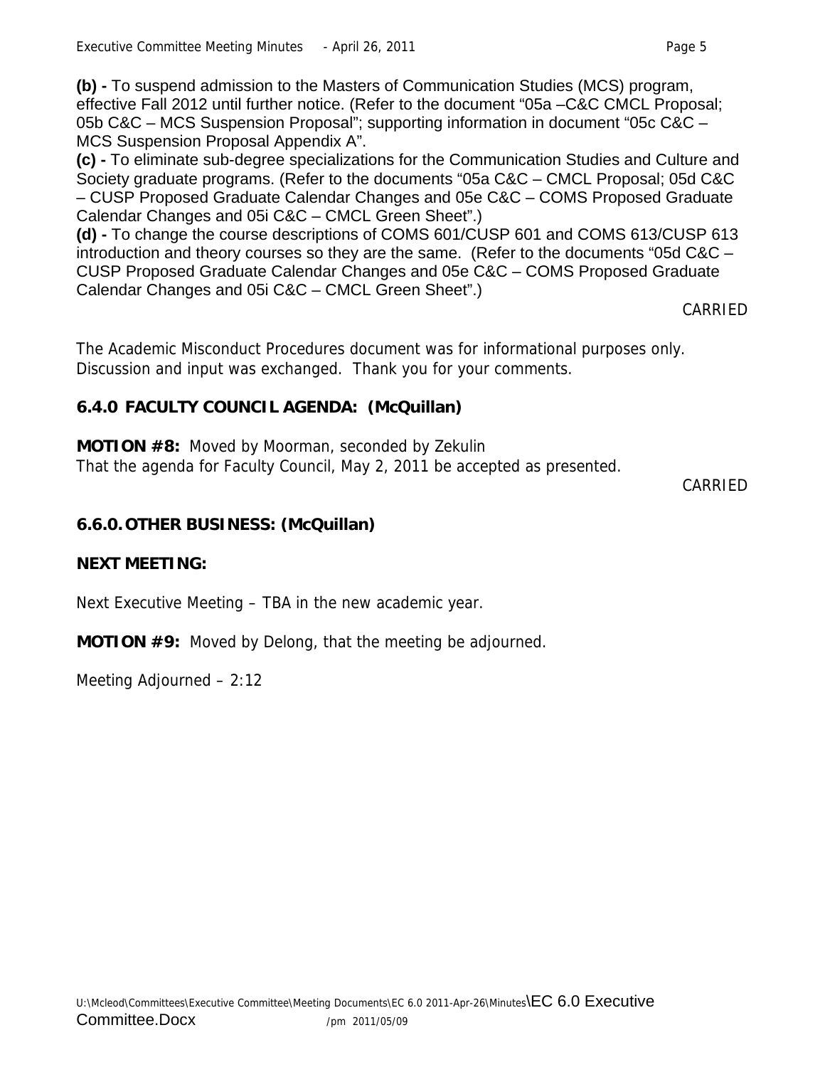**(b) -** To suspend admission to the Masters of Communication Studies (MCS) program, effective Fall 2012 until further notice. (Refer to the document "05a –C&C CMCL Proposal; 05b C&C – MCS Suspension Proposal"; supporting information in document "05c C&C – MCS Suspension Proposal Appendix A".

**(c) -** To eliminate sub-degree specializations for the Communication Studies and Culture and Society graduate programs. (Refer to the documents "05a C&C – CMCL Proposal; 05d C&C – CUSP Proposed Graduate Calendar Changes and 05e C&C – COMS Proposed Graduate Calendar Changes and 05i C&C – CMCL Green Sheet".)

**(d) -** To change the course descriptions of COMS 601/CUSP 601 and COMS 613/CUSP 613 introduction and theory courses so they are the same. (Refer to the documents "05d C&C – CUSP Proposed Graduate Calendar Changes and 05e C&C – COMS Proposed Graduate Calendar Changes and 05i C&C – CMCL Green Sheet".)

CARRIED

The Academic Misconduct Procedures document was for informational purposes only. Discussion and input was exchanged. Thank you for your comments.

### 6.4.0 FACULTY COUNCIL AGENDA: (McQuillan)

**MOTION #8:** Moved by Moorman, seconded by Zekulin
That the agenda for Faculty Council, May 2, 2011 be accepted as presented.

CARRIED

### 6.6.0. OTHER BUSINESS: (McQuillan)

**NEXT MEETING:**

Next Executive Meeting – TBA in the new academic year.

**MOTION #9:** Moved by Delong, that the meeting be adjourned.

Meeting Adjourned – 2:12

U:\Mcleod\Committees\Executive Committee\Meeting Documents\EC 6.0 2011-Apr-26\Minutes\EC 6.0 Executive Committee.Docx /pm 2011/05/09